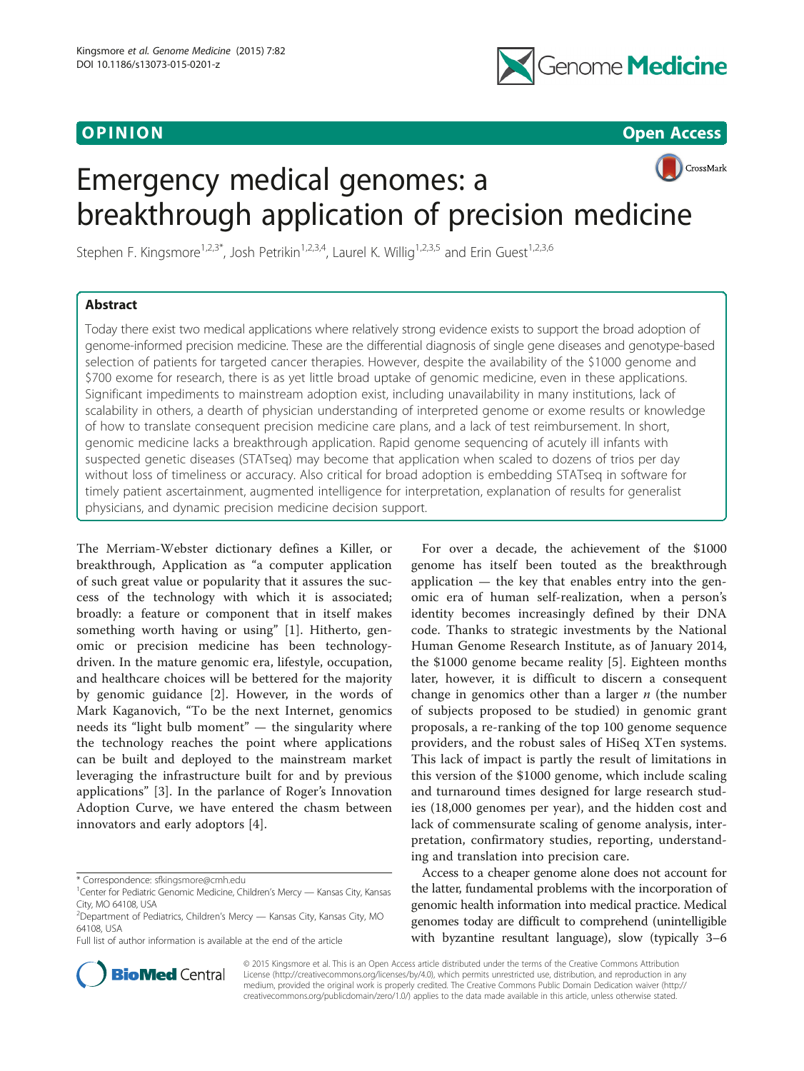OPINION

Open Access

# Emergency medical genomes: a breakthrough application of precision medicine

Stephen F. Kingsmore[1,2,3*], Josh Petrikin[1,2,3,4], Laurel K. Willig[1,2,3,5] and Erin Guest[1,2,3,6]

## Abstract

Today there exist two medical applications where relatively strong evidence exists to support the broad adoption of genome-informed precision medicine. These are the differential diagnosis of single gene diseases and genotype-based selection of patients for targeted cancer therapies. However, despite the availability of the $1000 genome and $700 exome for research, there is as yet little broad uptake of genomic medicine, even in these applications. Significant impediments to mainstream adoption exist, including unavailability in many institutions, lack of scalability in others, a dearth of physician understanding of interpreted genome or exome results or knowledge of how to translate consequent precision medicine care plans, and a lack of test reimbursement. In short, genomic medicine lacks a breakthrough application. Rapid genome sequencing of acutely ill infants with suspected genetic diseases (STATseq) may become that application when scaled to dozens of trios per day without loss of timeliness or accuracy. Also critical for broad adoption is embedding STATseq in software for timely patient ascertainment, augmented intelligence for interpretation, explanation of results for generalist physicians, and dynamic precision medicine decision support.

The Merriam-Webster dictionary defines a Killer, or breakthrough, Application as "a computer application of such great value or popularity that it assures the success of the technology with which it is associated; broadly: a feature or component that in itself makes something worth having or using" [1]. Hitherto, genomic or precision medicine has been technology-driven. In the mature genomic era, lifestyle, occupation, and healthcare choices will be bettered for the majority by genomic guidance [2]. However, in the words of Mark Kaganovich, "To be the next Internet, genomics needs its "light bulb moment" — the singularity where the technology reaches the point where applications can be built and deployed to the mainstream market leveraging the infrastructure built for and by previous applications" [3]. In the parlance of Roger's Innovation Adoption Curve, we have entered the chasm between innovators and early adoptors [4].

For over a decade, the achievement of the $1000 genome has itself been touted as the breakthrough application — the key that enables entry into the genomic era of human self-realization, when a person's identity becomes increasingly defined by their DNA code. Thanks to strategic investments by the National Human Genome Research Institute, as of January 2014, the $1000 genome became reality [5]. Eighteen months later, however, it is difficult to discern a consequent change in genomics other than a larger *n* (the number of subjects proposed to be studied) in genomic grant proposals, a re-ranking of the top 100 genome sequence providers, and the robust sales of HiSeq XTen systems. This lack of impact is partly the result of limitations in this version of the $1000 genome, which include scaling and turnaround times designed for large research studies (18,000 genomes per year), and the hidden cost and lack of commensurate scaling of genome analysis, interpretation, confirmatory studies, reporting, understanding and translation into precision care.

Access to a cheaper genome alone does not account for the latter, fundamental problems with the incorporation of genomic health information into medical practice. Medical genomes today are difficult to comprehend (unintelligible with byzantine resultant language), slow (typically 3–6

\* Correspondence: sfkingsmore@cmh.edu
[1]Center for Pediatric Genomic Medicine, Children's Mercy — Kansas City, Kansas City, MO 64108, USA
[2]Department of Pediatrics, Children's Mercy — Kansas City, Kansas City, MO 64108, USA
Full list of author information is available at the end of the article

© 2015 Kingsmore et al. This is an Open Access article distributed under the terms of the Creative Commons Attribution License (http://creativecommons.org/licenses/by/4.0), which permits unrestricted use, distribution, and reproduction in any medium, provided the original work is properly credited. The Creative Commons Public Domain Dedication waiver (http://creativecommons.org/publicdomain/zero/1.0/) applies to the data made available in this article, unless otherwise stated.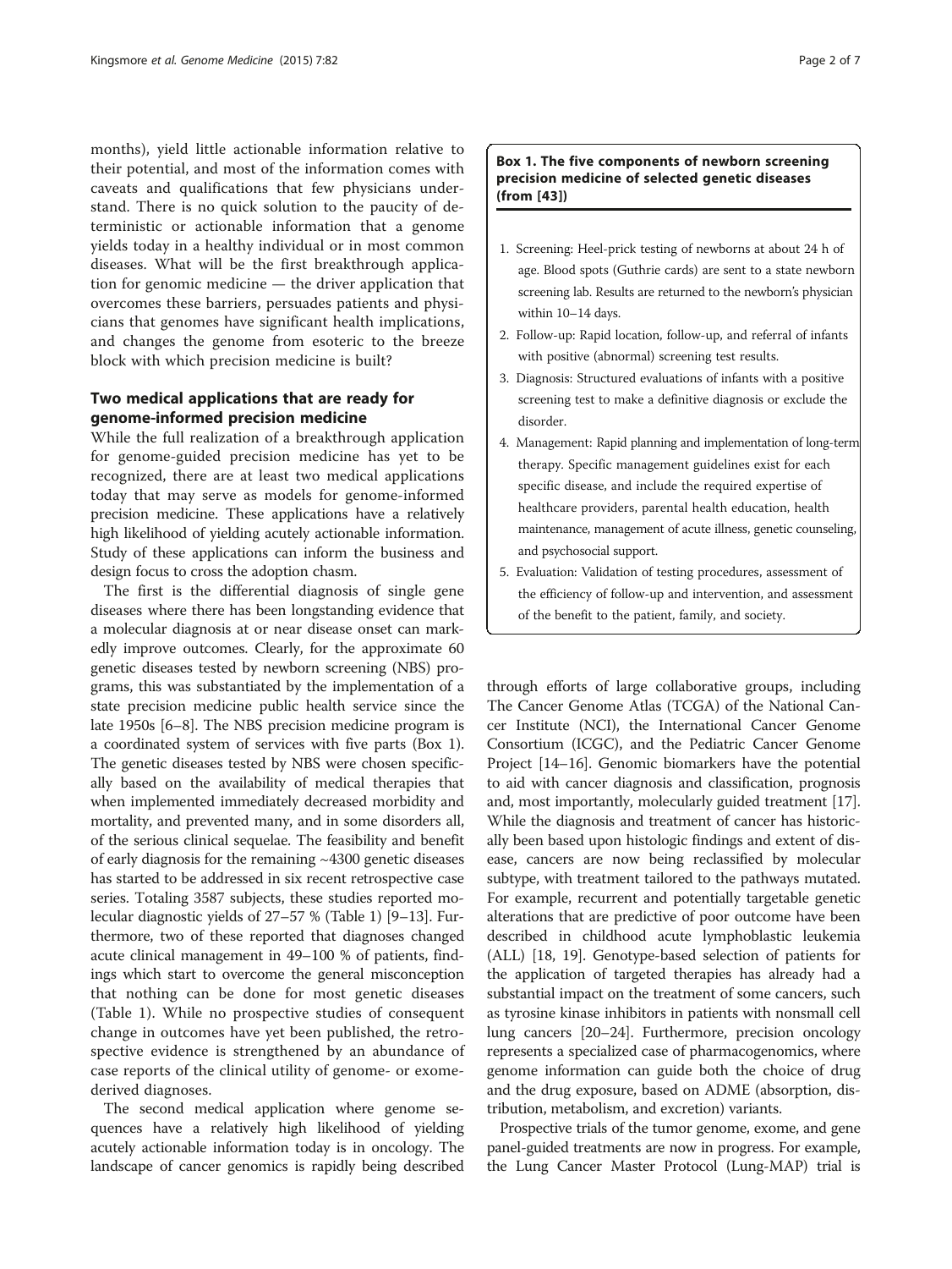months), yield little actionable information relative to their potential, and most of the information comes with caveats and qualifications that few physicians understand. There is no quick solution to the paucity of deterministic or actionable information that a genome yields today in a healthy individual or in most common diseases. What will be the first breakthrough application for genomic medicine — the driver application that overcomes these barriers, persuades patients and physicians that genomes have significant health implications, and changes the genome from esoteric to the breeze block with which precision medicine is built?

## Two medical applications that are ready for genome-informed precision medicine

While the full realization of a breakthrough application for genome-guided precision medicine has yet to be recognized, there are at least two medical applications today that may serve as models for genome-informed precision medicine. These applications have a relatively high likelihood of yielding acutely actionable information. Study of these applications can inform the business and design focus to cross the adoption chasm.

The first is the differential diagnosis of single gene diseases where there has been longstanding evidence that a molecular diagnosis at or near disease onset can markedly improve outcomes. Clearly, for the approximate 60 genetic diseases tested by newborn screening (NBS) programs, this was substantiated by the implementation of a state precision medicine public health service since the late 1950s [6–8]. The NBS precision medicine program is a coordinated system of services with five parts (Box 1). The genetic diseases tested by NBS were chosen specifically based on the availability of medical therapies that when implemented immediately decreased morbidity and mortality, and prevented many, and in some disorders all, of the serious clinical sequelae. The feasibility and benefit of early diagnosis for the remaining ~4300 genetic diseases has started to be addressed in six recent retrospective case series. Totaling 3587 subjects, these studies reported molecular diagnostic yields of 27–57 % (Table 1) [9–13]. Furthermore, two of these reported that diagnoses changed acute clinical management in 49–100 % of patients, findings which start to overcome the general misconception that nothing can be done for most genetic diseases (Table 1). While no prospective studies of consequent change in outcomes have yet been published, the retrospective evidence is strengthened by an abundance of case reports of the clinical utility of genome- or exome-derived diagnoses.

The second medical application where genome sequences have a relatively high likelihood of yielding acutely actionable information today is in oncology. The landscape of cancer genomics is rapidly being described through efforts of large collaborative groups, including The Cancer Genome Atlas (TCGA) of the National Cancer Institute (NCI), the International Cancer Genome Consortium (ICGC), and the Pediatric Cancer Genome Project [14–16]. Genomic biomarkers have the potential to aid with cancer diagnosis and classification, prognosis and, most importantly, molecularly guided treatment [17]. While the diagnosis and treatment of cancer has historically been based upon histologic findings and extent of disease, cancers are now being reclassified by molecular subtype, with treatment tailored to the pathways mutated. For example, recurrent and potentially targetable genetic alterations that are predictive of poor outcome have been described in childhood acute lymphoblastic leukemia (ALL) [18, 19]. Genotype-based selection of patients for the application of targeted therapies has already had a substantial impact on the treatment of some cancers, such as tyrosine kinase inhibitors in patients with nonsmall cell lung cancers [20–24]. Furthermore, precision oncology represents a specialized case of pharmacogenomics, where genome information can guide both the choice of drug and the drug exposure, based on ADME (absorption, distribution, metabolism, and excretion) variants.

Prospective trials of the tumor genome, exome, and gene panel-guided treatments are now in progress. For example, the Lung Cancer Master Protocol (Lung-MAP) trial is

**Box 1. The five components of newborn screening precision medicine of selected genetic diseases (from [43])**

1. Screening: Heel-prick testing of newborns at about 24 h of age. Blood spots (Guthrie cards) are sent to a state newborn screening lab. Results are returned to the newborn's physician within 10–14 days.
2. Follow-up: Rapid location, follow-up, and referral of infants with positive (abnormal) screening test results.
3. Diagnosis: Structured evaluations of infants with a positive screening test to make a definitive diagnosis or exclude the disorder.
4. Management: Rapid planning and implementation of long-term therapy. Specific management guidelines exist for each specific disease, and include the required expertise of healthcare providers, parental health education, health maintenance, management of acute illness, genetic counseling, and psychosocial support.
5. Evaluation: Validation of testing procedures, assessment of the efficiency of follow-up and intervention, and assessment of the benefit to the patient, family, and society.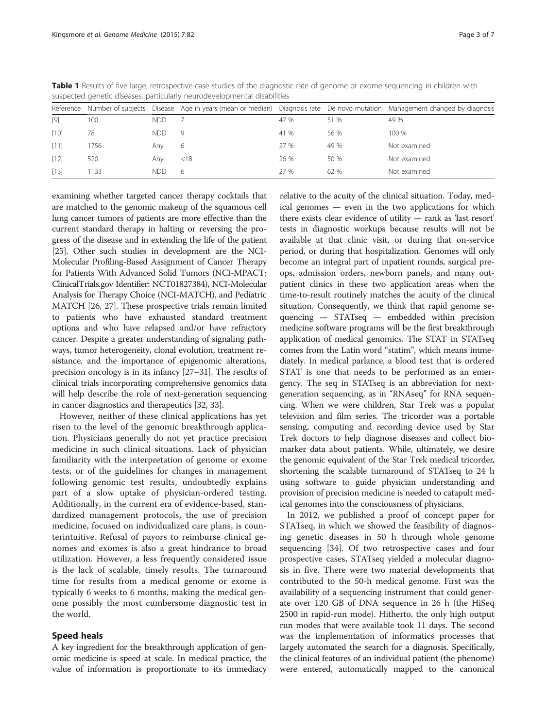**Table 1** Results of five large, retrospective case studies of the diagnostic rate of genome or exome sequencing in children with suspected genetic diseases, particularly neurodevelopmental disabilities

| Reference | Number of subjects | Disease | Age in years (mean or median) | Diagnosis rate | De novo mutation | Management changed by diagnosis |
|---|---|---|---|---|---|---|
| [9] | 100 | NDD | 7 | 47 % | 51 % | 49 % |
| [10] | 78 | NDD | 9 | 41 % | 56 % | 100 % |
| [11] | 1756 | Any | 6 | 27 % | 49 % | Not examined |
| [12] | 520 | Any | <18 | 26 % | 50 % | Not examined |
| [13] | 1133 | NDD | 6 | 27 % | 62 % | Not examined |

examining whether targeted cancer therapy cocktails that are matched to the genomic makeup of the squamous cell lung cancer tumors of patients are more effective than the current standard therapy in halting or reversing the progress of the disease and in extending the life of the patient [25]. Other such studies in development are the NCI-Molecular Profiling-Based Assignment of Cancer Therapy for Patients With Advanced Solid Tumors (NCI-MPACT; ClinicalTrials.gov Identifier: NCT01827384), NCI-Molecular Analysis for Therapy Choice (NCI-MATCH), and Pediatric MATCH [26, 27]. These prospective trials remain limited to patients who have exhausted standard treatment options and who have relapsed and/or have refractory cancer. Despite a greater understanding of signaling pathways, tumor heterogeneity, clonal evolution, treatment resistance, and the importance of epigenomic alterations, precision oncology is in its infancy [27–31]. The results of clinical trials incorporating comprehensive genomics data will help describe the role of next-generation sequencing in cancer diagnostics and therapeutics [32, 33].

However, neither of these clinical applications has yet risen to the level of the genomic breakthrough application. Physicians generally do not yet practice precision medicine in such clinical situations. Lack of physician familiarity with the interpretation of genome or exome tests, or of the guidelines for changes in management following genomic test results, undoubtedly explains part of a slow uptake of physician-ordered testing. Additionally, in the current era of evidence-based, standardized management protocols, the use of precision medicine, focused on individualized care plans, is counterintuitive. Refusal of payors to reimburse clinical genomes and exomes is also a great hindrance to broad utilization. However, a less frequently considered issue is the lack of scalable, timely results. The turnaround time for results from a medical genome or exome is typically 6 weeks to 6 months, making the medical genome possibly the most cumbersome diagnostic test in the world.

## Speed heals

A key ingredient for the breakthrough application of genomic medicine is speed at scale. In medical practice, the value of information is proportionate to its immediacy relative to the acuity of the clinical situation. Today, medical genomes — even in the two applications for which there exists clear evidence of utility — rank as 'last resort' tests in diagnostic workups because results will not be available at that clinic visit, or during that on-service period, or during that hospitalization. Genomes will only become an integral part of inpatient rounds, surgical preops, admission orders, newborn panels, and many outpatient clinics in these two application areas when the time-to-result routinely matches the acuity of the clinical situation. Consequently, we think that rapid genome sequencing — STATseq — embedded within precision medicine software programs will be the first breakthrough application of medical genomics. The STAT in STATseq comes from the Latin word "statim", which means immediately. In medical parlance, a blood test that is ordered STAT is one that needs to be performed as an emergency. The seq in STATseq is an abbreviation for next-generation sequencing, as in "RNAseq" for RNA sequencing. When we were children, Star Trek was a popular television and film series. The tricorder was a portable sensing, computing and recording device used by Star Trek doctors to help diagnose diseases and collect biomarker data about patients. While, ultimately, we desire the genomic equivalent of the Star Trek medical tricorder, shortening the scalable turnaround of STATseq to 24 h using software to guide physician understanding and provision of precision medicine is needed to catapult medical genomes into the consciousness of physicians.

In 2012, we published a proof of concept paper for STATseq, in which we showed the feasibility of diagnosing genetic diseases in 50 h through whole genome sequencing [34]. Of two retrospective cases and four prospective cases, STATseq yielded a molecular diagnosis in five. There were two material developments that contributed to the 50-h medical genome. First was the availability of a sequencing instrument that could generate over 120 GB of DNA sequence in 26 h (the HiSeq 2500 in rapid-run mode). Hitherto, the only high output run modes that were available took 11 days. The second was the implementation of informatics processes that largely automated the search for a diagnosis. Specifically, the clinical features of an individual patient (the phenome) were entered, automatically mapped to the canonical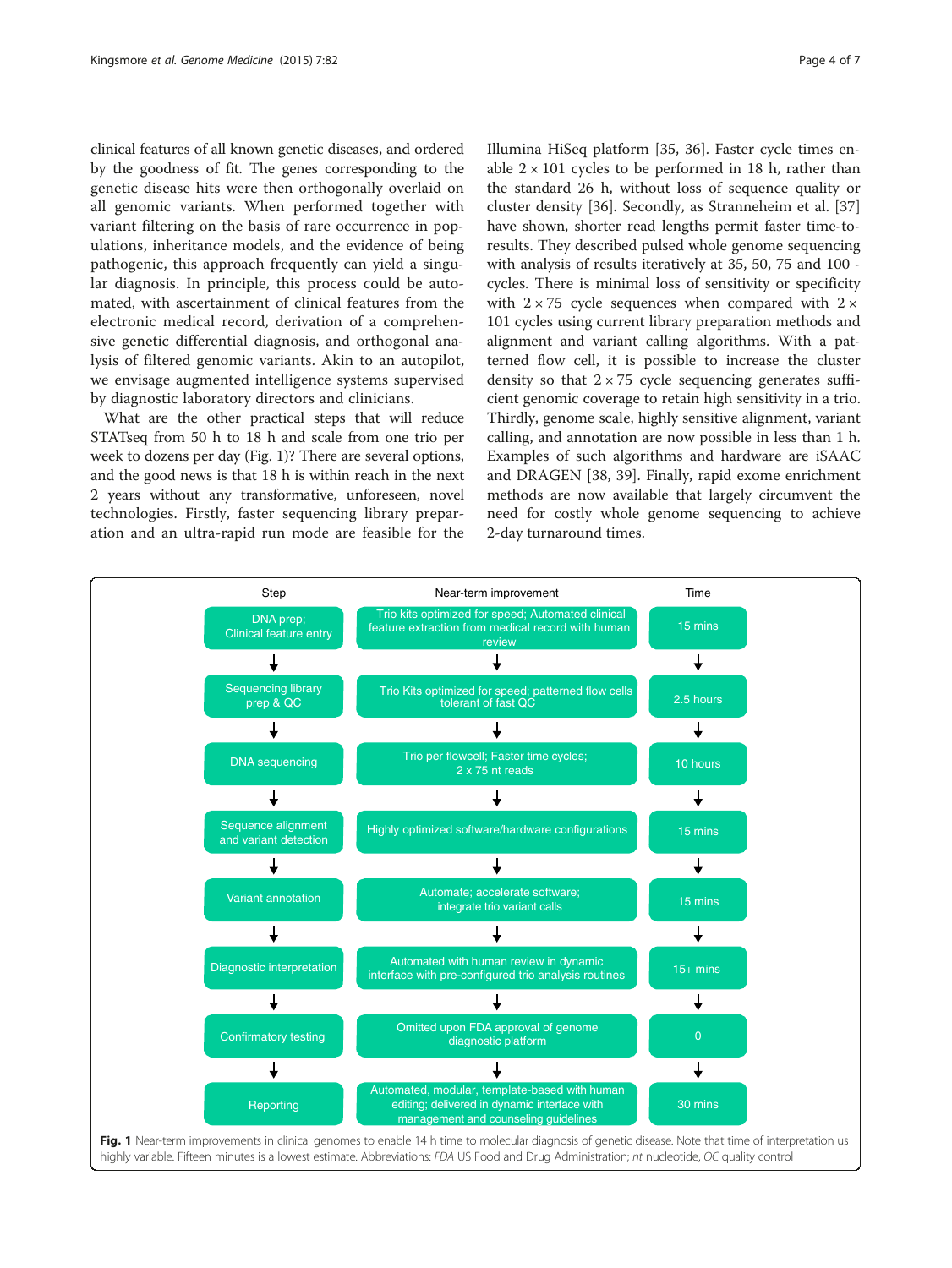clinical features of all known genetic diseases, and ordered by the goodness of fit. The genes corresponding to the genetic disease hits were then orthogonally overlaid on all genomic variants. When performed together with variant filtering on the basis of rare occurrence in populations, inheritance models, and the evidence of being pathogenic, this approach frequently can yield a singular diagnosis. In principle, this process could be automated, with ascertainment of clinical features from the electronic medical record, derivation of a comprehensive genetic differential diagnosis, and orthogonal analysis of filtered genomic variants. Akin to an autopilot, we envisage augmented intelligence systems supervised by diagnostic laboratory directors and clinicians.

What are the other practical steps that will reduce STATseq from 50 h to 18 h and scale from one trio per week to dozens per day (Fig. 1)? There are several options, and the good news is that 18 h is within reach in the next 2 years without any transformative, unforeseen, novel technologies. Firstly, faster sequencing library preparation and an ultra-rapid run mode are feasible for the Illumina HiSeq platform [35, 36]. Faster cycle times enable $2 \times 101$ cycles to be performed in 18 h, rather than the standard 26 h, without loss of sequence quality or cluster density [36]. Secondly, as Stranneheim et al. [37] have shown, shorter read lengths permit faster time-to-results. They described pulsed whole genome sequencing with analysis of results iteratively at 35, 50, 75 and 100 -cycles. There is minimal loss of sensitivity or specificity with $2 \times 75$ cycle sequences when compared with $2 \times 101$ cycles using current library preparation methods and alignment and variant calling algorithms. With a patterned flow cell, it is possible to increase the cluster density so that $2 \times 75$ cycle sequencing generates sufficient genomic coverage to retain high sensitivity in a trio. Thirdly, genome scale, highly sensitive alignment, variant calling, and annotation are now possible in less than 1 h. Examples of such algorithms and hardware are iSAAC and DRAGEN [38, 39]. Finally, rapid exome enrichment methods are now available that largely circumvent the need for costly whole genome sequencing to achieve 2-day turnaround times.

| Step | Near-term improvement | Time |
|---|---|---|
| DNA prep; Clinical feature entry | Trio kits optimized for speed; Automated clinical feature extraction from medical record with human review | 15 mins |
| Sequencing library prep & QC | Trio Kits optimized for speed; patterned flow cells tolerant of fast QC | 2.5 hours |
| DNA sequencing | Trio per flowcell; Faster time cycles; 2 x 75 nt reads | 10 hours |
| Sequence alignment and variant detection | Highly optimized software/hardware configurations | 15 mins |
| Variant annotation | Automate; accelerate software; integrate trio variant calls | 15 mins |
| Diagnostic interpretation | Automated with human review in dynamic interface with pre-configured trio analysis routines | 15+ mins |
| Confirmatory testing | Omitted upon FDA approval of genome diagnostic platform | 0 |
| Reporting | Automated, modular, template-based with human editing; delivered in dynamic interface with management and counseling guidelines | 30 mins |

**Fig. 1** Near-term improvements in clinical genomes to enable 14 h time to molecular diagnosis of genetic disease. Note that time of interpretation us highly variable. Fifteen minutes is a lowest estimate. Abbreviations: *FDA* US Food and Drug Administration; *nt* nucleotide, *QC* quality control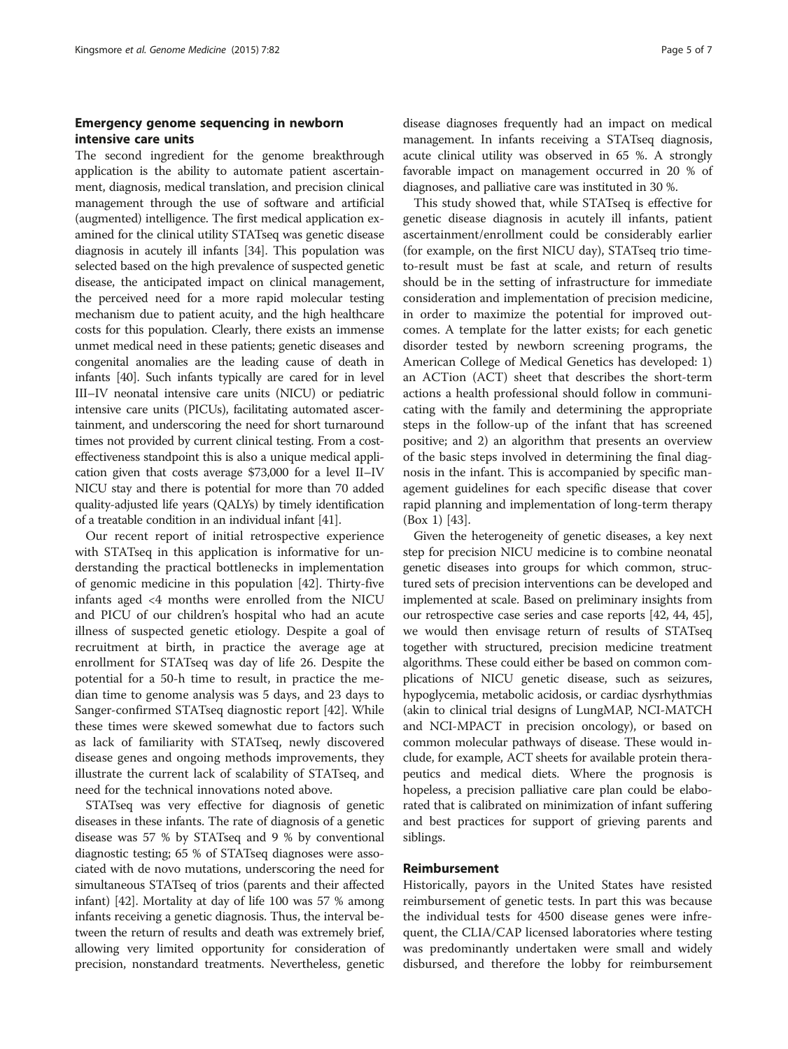## Emergency genome sequencing in newborn intensive care units

The second ingredient for the genome breakthrough application is the ability to automate patient ascertainment, diagnosis, medical translation, and precision clinical management through the use of software and artificial (augmented) intelligence. The first medical application examined for the clinical utility STATseq was genetic disease diagnosis in acutely ill infants [34]. This population was selected based on the high prevalence of suspected genetic disease, the anticipated impact on clinical management, the perceived need for a more rapid molecular testing mechanism due to patient acuity, and the high healthcare costs for this population. Clearly, there exists an immense unmet medical need in these patients; genetic diseases and congenital anomalies are the leading cause of death in infants [40]. Such infants typically are cared for in level III–IV neonatal intensive care units (NICU) or pediatric intensive care units (PICUs), facilitating automated ascertainment, and underscoring the need for short turnaround times not provided by current clinical testing. From a cost-effectiveness standpoint this is also a unique medical application given that costs average $73,000 for a level II–IV NICU stay and there is potential for more than 70 added quality-adjusted life years (QALYs) by timely identification of a treatable condition in an individual infant [41].

Our recent report of initial retrospective experience with STATseq in this application is informative for understanding the practical bottlenecks in implementation of genomic medicine in this population [42]. Thirty-five infants aged <4 months were enrolled from the NICU and PICU of our children's hospital who had an acute illness of suspected genetic etiology. Despite a goal of recruitment at birth, in practice the average age at enrollment for STATseq was day of life 26. Despite the potential for a 50-h time to result, in practice the median time to genome analysis was 5 days, and 23 days to Sanger-confirmed STATseq diagnostic report [42]. While these times were skewed somewhat due to factors such as lack of familiarity with STATseq, newly discovered disease genes and ongoing methods improvements, they illustrate the current lack of scalability of STATseq, and need for the technical innovations noted above.

STATseq was very effective for diagnosis of genetic diseases in these infants. The rate of diagnosis of a genetic disease was 57 % by STATseq and 9 % by conventional diagnostic testing; 65 % of STATseq diagnoses were associated with de novo mutations, underscoring the need for simultaneous STATseq of trios (parents and their affected infant) [42]. Mortality at day of life 100 was 57 % among infants receiving a genetic diagnosis. Thus, the interval between the return of results and death was extremely brief, allowing very limited opportunity for consideration of precision, nonstandard treatments. Nevertheless, genetic disease diagnoses frequently had an impact on medical management. In infants receiving a STATseq diagnosis, acute clinical utility was observed in 65 %. A strongly favorable impact on management occurred in 20 % of diagnoses, and palliative care was instituted in 30 %.

This study showed that, while STATseq is effective for genetic disease diagnosis in acutely ill infants, patient ascertainment/enrollment could be considerably earlier (for example, on the first NICU day), STATseq trio time-to-result must be fast at scale, and return of results should be in the setting of infrastructure for immediate consideration and implementation of precision medicine, in order to maximize the potential for improved outcomes. A template for the latter exists; for each genetic disorder tested by newborn screening programs, the American College of Medical Genetics has developed: 1) an ACTion (ACT) sheet that describes the short-term actions a health professional should follow in communicating with the family and determining the appropriate steps in the follow-up of the infant that has screened positive; and 2) an algorithm that presents an overview of the basic steps involved in determining the final diagnosis in the infant. This is accompanied by specific management guidelines for each specific disease that cover rapid planning and implementation of long-term therapy (Box 1) [43].

Given the heterogeneity of genetic diseases, a key next step for precision NICU medicine is to combine neonatal genetic diseases into groups for which common, structured sets of precision interventions can be developed and implemented at scale. Based on preliminary insights from our retrospective case series and case reports [42, 44, 45], we would then envisage return of results of STATseq together with structured, precision medicine treatment algorithms. These could either be based on common complications of NICU genetic disease, such as seizures, hypoglycemia, metabolic acidosis, or cardiac dysrhythmias (akin to clinical trial designs of LungMAP, NCI-MATCH and NCI-MPACT in precision oncology), or based on common molecular pathways of disease. These would include, for example, ACT sheets for available protein therapeutics and medical diets. Where the prognosis is hopeless, a precision palliative care plan could be elaborated that is calibrated on minimization of infant suffering and best practices for support of grieving parents and siblings.

## Reimbursement

Historically, payors in the United States have resisted reimbursement of genetic tests. In part this was because the individual tests for 4500 disease genes were infrequent, the CLIA/CAP licensed laboratories where testing was predominantly undertaken were small and widely disbursed, and therefore the lobby for reimbursement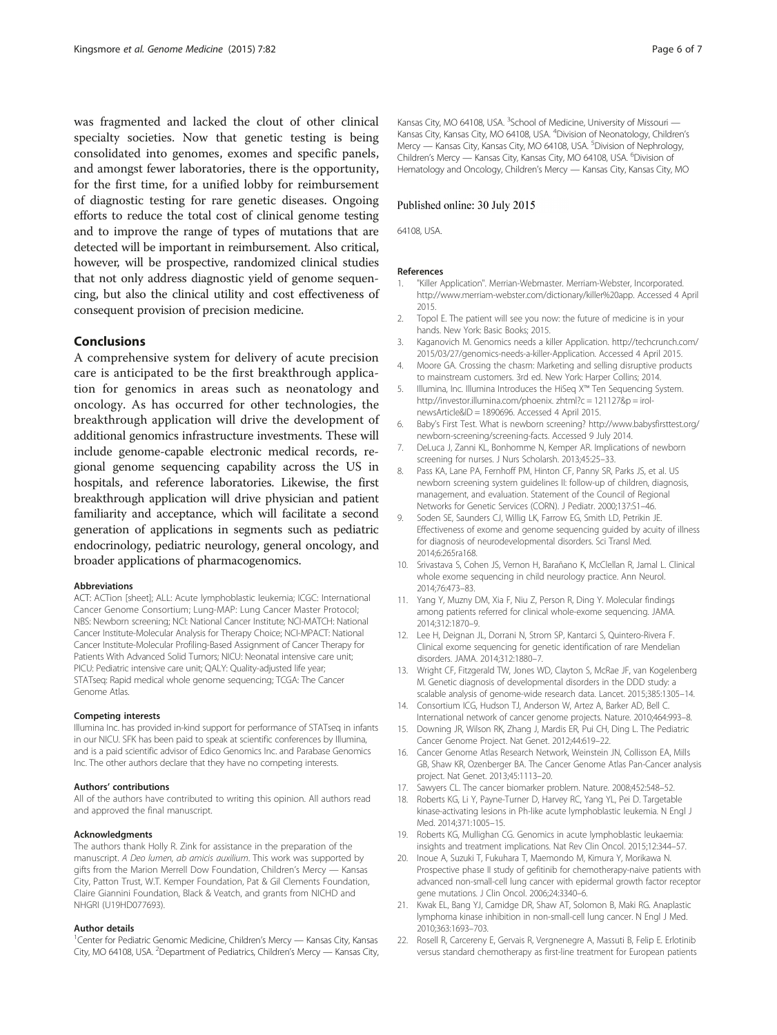was fragmented and lacked the clout of other clinical specialty societies. Now that genetic testing is being consolidated into genomes, exomes and specific panels, and amongst fewer laboratories, there is the opportunity, for the first time, for a unified lobby for reimbursement of diagnostic testing for rare genetic diseases. Ongoing efforts to reduce the total cost of clinical genome testing and to improve the range of types of mutations that are detected will be important in reimbursement. Also critical, however, will be prospective, randomized clinical studies that not only address diagnostic yield of genome sequencing, but also the clinical utility and cost effectiveness of consequent provision of precision medicine.

## Conclusions

A comprehensive system for delivery of acute precision care is anticipated to be the first breakthrough application for genomics in areas such as neonatology and oncology. As has occurred for other technologies, the breakthrough application will drive the development of additional genomics infrastructure investments. These will include genome-capable electronic medical records, regional genome sequencing capability across the US in hospitals, and reference laboratories. Likewise, the first breakthrough application will drive physician and patient familiarity and acceptance, which will facilitate a second generation of applications in segments such as pediatric endocrinology, pediatric neurology, general oncology, and broader applications of pharmacogenomics.

#### Abbreviations

ACT: ACTion [sheet]; ALL: Acute lymphoblastic leukemia; ICGC: International Cancer Genome Consortium; Lung-MAP: Lung Cancer Master Protocol; NBS: Newborn screening; NCI: National Cancer Institute; NCI-MATCH: National Cancer Institute-Molecular Analysis for Therapy Choice; NCI-MPACT: National Cancer Institute-Molecular Profiling-Based Assignment of Cancer Therapy for Patients With Advanced Solid Tumors; NICU: Neonatal intensive care unit; PICU: Pediatric intensive care unit; QALY: Quality-adjusted life year; STATseq: Rapid medical whole genome sequencing; TCGA: The Cancer Genome Atlas.

#### Competing interests

Illumina Inc. has provided in-kind support for performance of STATseq in infants in our NICU. SFK has been paid to speak at scientific conferences by Illumina, and is a paid scientific advisor of Edico Genomics Inc. and Parabase Genomics Inc. The other authors declare that they have no competing interests.

#### Authors' contributions

All of the authors have contributed to writing this opinion. All authors read and approved the final manuscript.

#### Acknowledgments

The authors thank Holly R. Zink for assistance in the preparation of the manuscript. *A Deo lumen, ab amicis auxilium*. This work was supported by gifts from the Marion Merrell Dow Foundation, Children's Mercy — Kansas City, Patton Trust, W.T. Kemper Foundation, Pat & Gil Clements Foundation, Claire Giannini Foundation, Black & Veatch, and grants from NICHD and NHGRI (U19HD077693).

#### Author details

[1]Center for Pediatric Genomic Medicine, Children's Mercy — Kansas City, Kansas City, MO 64108, USA. [2]Department of Pediatrics, Children's Mercy — Kansas City, Kansas City, MO 64108, USA. [3]School of Medicine, University of Missouri — Kansas City, Kansas City, MO 64108, USA. [4]Division of Neonatology, Children's Mercy — Kansas City, Kansas City, MO 64108, USA. [5]Division of Nephrology, Children's Mercy — Kansas City, Kansas City, MO 64108, USA. [6]Division of Hematology and Oncology, Children's Mercy — Kansas City, Kansas City, MO 64108, USA.

Published online: 30 July 2015

#### References

1. "Killer Application". Merrian-Webmaster. Merriam-Webster, Incorporated. http://www.merriam-webster.com/dictionary/killer%20app. Accessed 4 April 2015.
2. Topol E. The patient will see you now: the future of medicine is in your hands. New York: Basic Books; 2015.
3. Kaganovich M. Genomics needs a killer Application. http://techcrunch.com/2015/03/27/genomics-needs-a-killer-Application. Accessed 4 April 2015.
4. Moore GA. Crossing the chasm: Marketing and selling disruptive products to mainstream customers. 3rd ed. New York: Harper Collins; 2014.
5. Illumina, Inc. Illumina Introduces the HiSeq X™ Ten Sequencing System. http://investor.illumina.com/phoenix. zhtml?c = 121127&p = irol-newsArticle&ID = 1890696. Accessed 4 April 2015.
6. Baby's First Test. What is newborn screening? http://www.babysfirsttest.org/newborn-screening/screening-facts. Accessed 9 July 2014.
7. DeLuca J, Zanni KL, Bonhomme N, Kemper AR. Implications of newborn screening for nurses. J Nurs Scholarsh. 2013;45:25–33.
8. Pass KA, Lane PA, Fernhoff PM, Hinton CF, Panny SR, Parks JS, et al. US newborn screening system guidelines II: follow-up of children, diagnosis, management, and evaluation. Statement of the Council of Regional Networks for Genetic Services (CORN). J Pediatr. 2000;137:S1–46.
9. Soden SE, Saunders CJ, Willig LK, Farrow EG, Smith LD, Petrikin JE. Effectiveness of exome and genome sequencing guided by acuity of illness for diagnosis of neurodevelopmental disorders. Sci Transl Med. 2014;6:265ra168.
10. Srivastava S, Cohen JS, Vernon H, Barañano K, McClellan R, Jamal L. Clinical whole exome sequencing in child neurology practice. Ann Neurol. 2014;76:473–83.
11. Yang Y, Muzny DM, Xia F, Niu Z, Person R, Ding Y. Molecular findings among patients referred for clinical whole-exome sequencing. JAMA. 2014;312:1870–9.
12. Lee H, Deignan JL, Dorrani N, Strom SP, Kantarci S, Quintero-Rivera F. Clinical exome sequencing for genetic identification of rare Mendelian disorders. JAMA. 2014;312:1880–7.
13. Wright CF, Fitzgerald TW, Jones WD, Clayton S, McRae JF, van Kogelenberg M. Genetic diagnosis of developmental disorders in the DDD study: a scalable analysis of genome-wide research data. Lancet. 2015;385:1305–14.
14. Consortium ICG, Hudson TJ, Anderson W, Artez A, Barker AD, Bell C. International network of cancer genome projects. Nature. 2010;464:993–8.
15. Downing JR, Wilson RK, Zhang J, Mardis ER, Pui CH, Ding L. The Pediatric Cancer Genome Project. Nat Genet. 2012;44:619–22.
16. Cancer Genome Atlas Research Network, Weinstein JN, Collisson EA, Mills GB, Shaw KR, Ozenberger BA. The Cancer Genome Atlas Pan-Cancer analysis project. Nat Genet. 2013;45:1113–20.
17. Sawyers CL. The cancer biomarker problem. Nature. 2008;452:548–52.
18. Roberts KG, Li Y, Payne-Turner D, Harvey RC, Yang YL, Pei D. Targetable kinase-activating lesions in Ph-like acute lymphoblastic leukemia. N Engl J Med. 2014;371:1005–15.
19. Roberts KG, Mullighan CG. Genomics in acute lymphoblastic leukaemia: insights and treatment implications. Nat Rev Clin Oncol. 2015;12:344–57.
20. Inoue A, Suzuki T, Fukuhara T, Maemondo M, Kimura Y, Morikawa N. Prospective phase II study of gefitinib for chemotherapy-naive patients with advanced non-small-cell lung cancer with epidermal growth factor receptor gene mutations. J Clin Oncol. 2006;24:3340–6.
21. Kwak EL, Bang YJ, Camidge DR, Shaw AT, Solomon B, Maki RG. Anaplastic lymphoma kinase inhibition in non-small-cell lung cancer. N Engl J Med. 2010;363:1693–703.
22. Rosell R, Carcereny E, Gervais R, Vergnenegre A, Massuti B, Felip E. Erlotinib versus standard chemotherapy as first-line treatment for European patients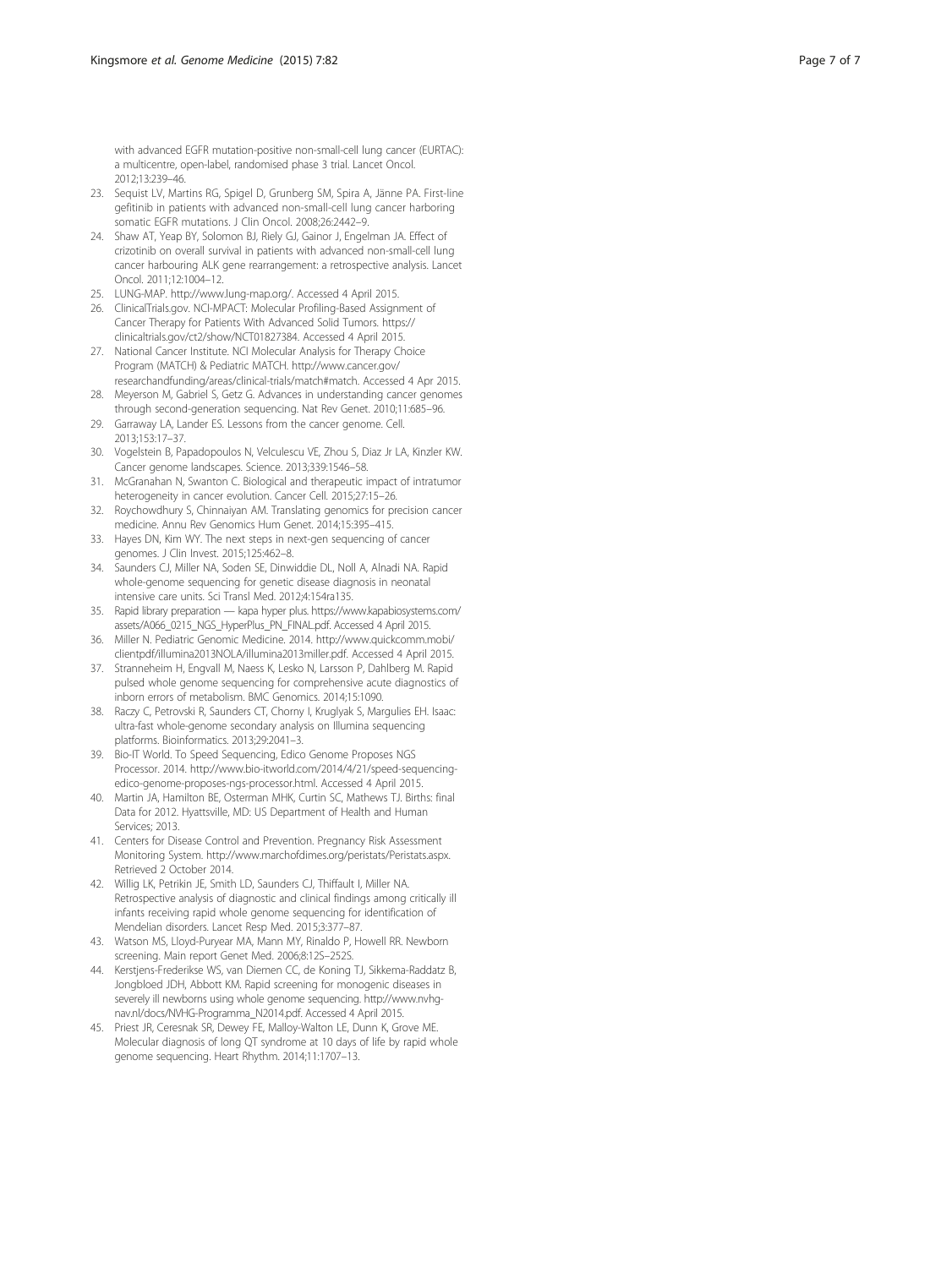with advanced EGFR mutation-positive non-small-cell lung cancer (EURTAC): a multicentre, open-label, randomised phase 3 trial. Lancet Oncol. 2012;13:239–46.

23. Sequist LV, Martins RG, Spigel D, Grunberg SM, Spira A, Jänne PA. First-line gefitinib in patients with advanced non-small-cell lung cancer harboring somatic EGFR mutations. J Clin Oncol. 2008;26:2442–9.
24. Shaw AT, Yeap BY, Solomon BJ, Riely GJ, Gainor J, Engelman JA. Effect of crizotinib on overall survival in patients with advanced non-small-cell lung cancer harbouring ALK gene rearrangement: a retrospective analysis. Lancet Oncol. 2011;12:1004–12.
25. LUNG-MAP. http://www.lung-map.org/. Accessed 4 April 2015.
26. ClinicalTrials.gov. NCI-MPACT: Molecular Profiling-Based Assignment of Cancer Therapy for Patients With Advanced Solid Tumors. https://clinicaltrials.gov/ct2/show/NCT01827384. Accessed 4 April 2015.
27. National Cancer Institute. NCI Molecular Analysis for Therapy Choice Program (MATCH) & Pediatric MATCH. http://www.cancer.gov/researchandfunding/areas/clinical-trials/match#match. Accessed 4 Apr 2015.
28. Meyerson M, Gabriel S, Getz G. Advances in understanding cancer genomes through second-generation sequencing. Nat Rev Genet. 2010;11:685–96.
29. Garraway LA, Lander ES. Lessons from the cancer genome. Cell. 2013;153:17–37.
30. Vogelstein B, Papadopoulos N, Velculescu VE, Zhou S, Diaz Jr LA, Kinzler KW. Cancer genome landscapes. Science. 2013;339:1546–58.
31. McGranahan N, Swanton C. Biological and therapeutic impact of intratumor heterogeneity in cancer evolution. Cancer Cell. 2015;27:15–26.
32. Roychowdhury S, Chinnaiyan AM. Translating genomics for precision cancer medicine. Annu Rev Genomics Hum Genet. 2014;15:395–415.
33. Hayes DN, Kim WY. The next steps in next-gen sequencing of cancer genomes. J Clin Invest. 2015;125:462–8.
34. Saunders CJ, Miller NA, Soden SE, Dinwiddie DL, Noll A, Alnadi NA. Rapid whole-genome sequencing for genetic disease diagnosis in neonatal intensive care units. Sci Transl Med. 2012;4:154ra135.
35. Rapid library preparation — kapa hyper plus. https://www.kapabiosystems.com/assets/A066_0215_NGS_HyperPlus_PN_FINAL.pdf. Accessed 4 April 2015.
36. Miller N. Pediatric Genomic Medicine. 2014. http://www.quickcomm.mobi/clientpdf/illumina2013NOLA/illumina2013miller.pdf. Accessed 4 April 2015.
37. Stranneheim H, Engvall M, Naess K, Lesko N, Larsson P, Dahlberg M. Rapid pulsed whole genome sequencing for comprehensive acute diagnostics of inborn errors of metabolism. BMC Genomics. 2014;15:1090.
38. Raczy C, Petrovski R, Saunders CT, Chorny I, Kruglyak S, Margulies EH. Isaac: ultra-fast whole-genome secondary analysis on Illumina sequencing platforms. Bioinformatics. 2013;29:2041–3.
39. Bio-IT World. To Speed Sequencing, Edico Genome Proposes NGS Processor. 2014. http://www.bio-itworld.com/2014/4/21/speed-sequencing-edico-genome-proposes-ngs-processor.html. Accessed 4 April 2015.
40. Martin JA, Hamilton BE, Osterman MHK, Curtin SC, Mathews TJ. Births: final Data for 2012. Hyattsville, MD: US Department of Health and Human Services; 2013.
41. Centers for Disease Control and Prevention. Pregnancy Risk Assessment Monitoring System. http://www.marchofdimes.org/peristats/Peristats.aspx. Retrieved 2 October 2014.
42. Willig LK, Petrikin JE, Smith LD, Saunders CJ, Thiffault I, Miller NA. Retrospective analysis of diagnostic and clinical findings among critically ill infants receiving rapid whole genome sequencing for identification of Mendelian disorders. Lancet Resp Med. 2015;3:377–87.
43. Watson MS, Lloyd-Puryear MA, Mann MY, Rinaldo P, Howell RR. Newborn screening. Main report Genet Med. 2006;8:12S–252S.
44. Kerstjens-Frederikse WS, van Diemen CC, de Koning TJ, Sikkema-Raddatz B, Jongbloed JDH, Abbott KM. Rapid screening for monogenic diseases in severely ill newborns using whole genome sequencing. http://www.nvhg-nav.nl/docs/NVHG-Programma_N2014.pdf. Accessed 4 April 2015.
45. Priest JR, Ceresnak SR, Dewey FE, Malloy-Walton LE, Dunn K, Grove ME. Molecular diagnosis of long QT syndrome at 10 days of life by rapid whole genome sequencing. Heart Rhythm. 2014;11:1707–13.